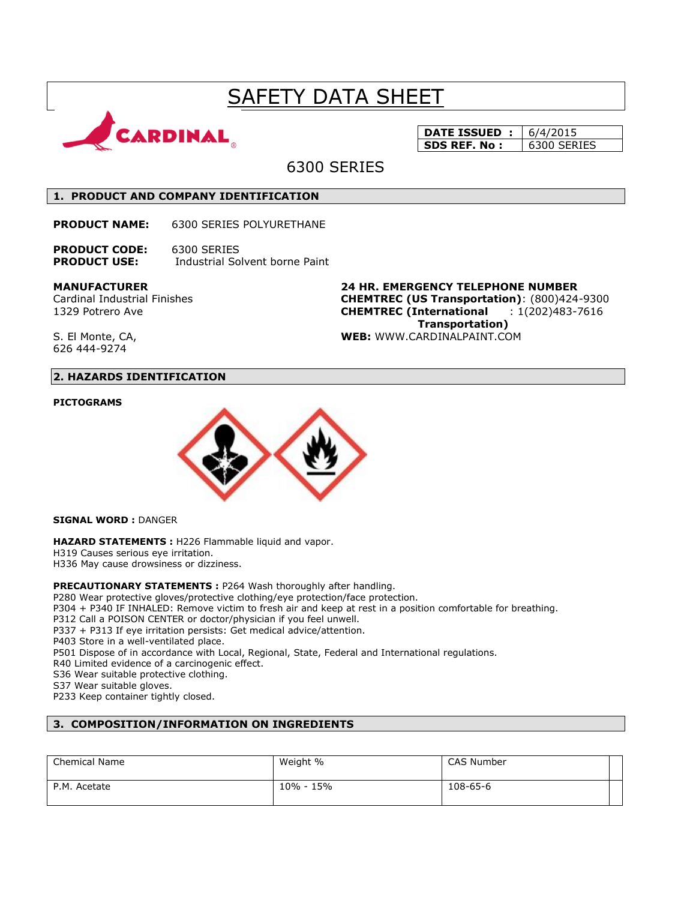# SAFETY DATA SHEET

| DATE ISSUED : | 6/4/2015 |
| --- | --- |
| SDS REF. No : | 6300 SERIES |

## 6300 SERIES

## 1. PRODUCT AND COMPANY IDENTIFICATION

**PRODUCT NAME:** 6300 SERIES POLYURETHANE

**PRODUCT CODE:** 6300 SERIES
**PRODUCT USE:** Industrial Solvent borne Paint

**MANUFACTURER**
Cardinal Industrial Finishes
1329 Potrero Ave

S. El Monte, CA,
626 444-9274

**24 HR. EMERGENCY TELEPHONE NUMBER**
**CHEMTREC (US Transportation)**: (800)424-9300
**CHEMTREC (International Transportation)** : 1(202)483-7616
**WEB:** WWW.CARDINALPAINT.COM

## 2. HAZARDS IDENTIFICATION

**PICTOGRAMS**

**SIGNAL WORD :** DANGER

**HAZARD STATEMENTS :** H226 Flammable liquid and vapor.
H319 Causes serious eye irritation.
H336 May cause drowsiness or dizziness.

**PRECAUTIONARY STATEMENTS :** P264 Wash thoroughly after handling.
P280 Wear protective gloves/protective clothing/eye protection/face protection.
P304 + P340 IF INHALED: Remove victim to fresh air and keep at rest in a position comfortable for breathing.
P312 Call a POISON CENTER or doctor/physician if you feel unwell.
P337 + P313 If eye irritation persists: Get medical advice/attention.
P403 Store in a well-ventilated place.
P501 Dispose of in accordance with Local, Regional, State, Federal and International regulations.
R40 Limited evidence of a carcinogenic effect.
S36 Wear suitable protective clothing.
S37 Wear suitable gloves.
P233 Keep container tightly closed.

## 3. COMPOSITION/INFORMATION ON INGREDIENTS

| Chemical Name | Weight % | CAS Number |
| --- | --- | --- |
| P.M. Acetate | 10% - 15% | 108-65-6 |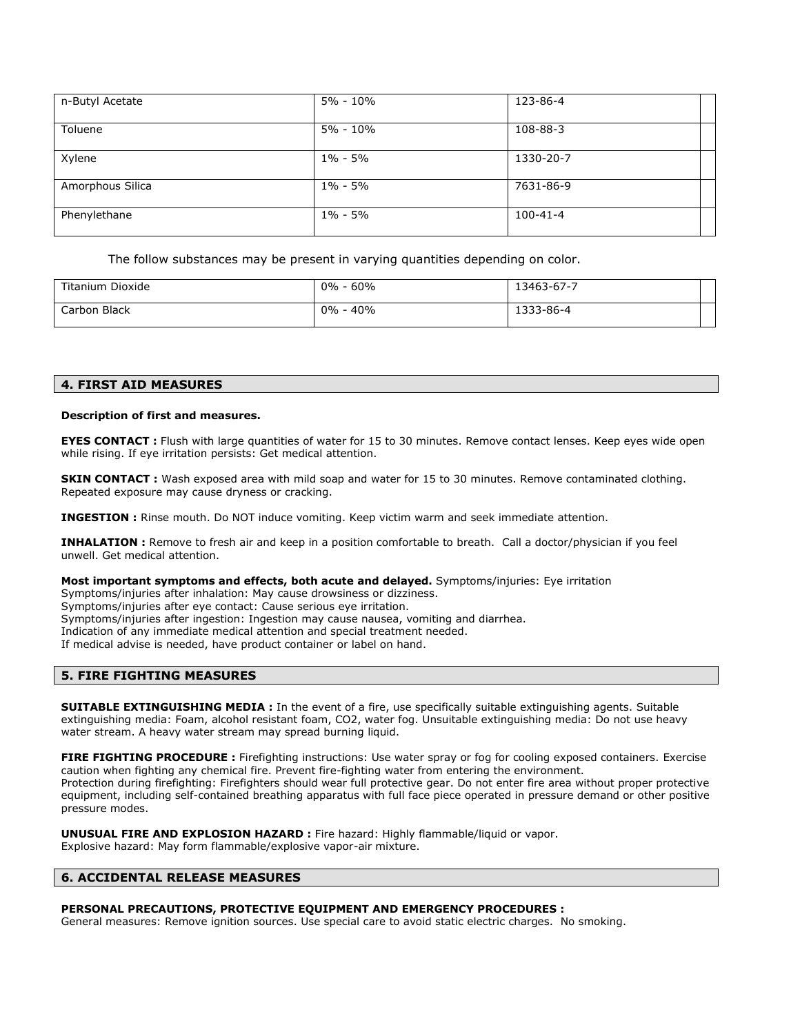| n-Butyl Acetate | 5% - 10% | 123-86-4 | |
|---|---|---|---|
| Toluene | 5% - 10% | 108-88-3 | |
| Xylene | 1% - 5% | 1330-20-7 | |
| Amorphous Silica | 1% - 5% | 7631-86-9 | |
| Phenylethane | 1% - 5% | 100-41-4 | |

The follow substances may be present in varying quantities depending on color.

| Titanium Dioxide | 0% - 60% | 13463-67-7 | |
|---|---|---|---|
| Carbon Black | 0% - 40% | 1333-86-4 | |

## 4. FIRST AID MEASURES

**Description of first and measures.**

**EYES CONTACT :** Flush with large quantities of water for 15 to 30 minutes. Remove contact lenses. Keep eyes wide open while rising. If eye irritation persists: Get medical attention.

**SKIN CONTACT :** Wash exposed area with mild soap and water for 15 to 30 minutes. Remove contaminated clothing. Repeated exposure may cause dryness or cracking.

**INGESTION :** Rinse mouth. Do NOT induce vomiting. Keep victim warm and seek immediate attention.

**INHALATION :** Remove to fresh air and keep in a position comfortable to breath. Call a doctor/physician if you feel unwell. Get medical attention.

**Most important symptoms and effects, both acute and delayed.** Symptoms/injuries: Eye irritation
Symptoms/injuries after inhalation: May cause drowsiness or dizziness.
Symptoms/injuries after eye contact: Cause serious eye irritation.
Symptoms/injuries after ingestion: Ingestion may cause nausea, vomiting and diarrhea.
Indication of any immediate medical attention and special treatment needed.
If medical advise is needed, have product container or label on hand.

## 5. FIRE FIGHTING MEASURES

**SUITABLE EXTINGUISHING MEDIA :** In the event of a fire, use specifically suitable extinguishing agents. Suitable extinguishing media: Foam, alcohol resistant foam, $CO_2$, water fog. Unsuitable extinguishing media: Do not use heavy water stream. A heavy water stream may spread burning liquid.

**FIRE FIGHTING PROCEDURE :** Firefighting instructions: Use water spray or fog for cooling exposed containers. Exercise caution when fighting any chemical fire. Prevent fire-fighting water from entering the environment.
Protection during firefighting: Firefighters should wear full protective gear. Do not enter fire area without proper protective equipment, including self-contained breathing apparatus with full face piece operated in pressure demand or other positive pressure modes.

**UNUSUAL FIRE AND EXPLOSION HAZARD :** Fire hazard: Highly flammable/liquid or vapor.
Explosive hazard: May form flammable/explosive vapor-air mixture.

## 6. ACCIDENTAL RELEASE MEASURES

**PERSONAL PRECAUTIONS, PROTECTIVE EQUIPMENT AND EMERGENCY PROCEDURES :**
General measures: Remove ignition sources. Use special care to avoid static electric charges. No smoking.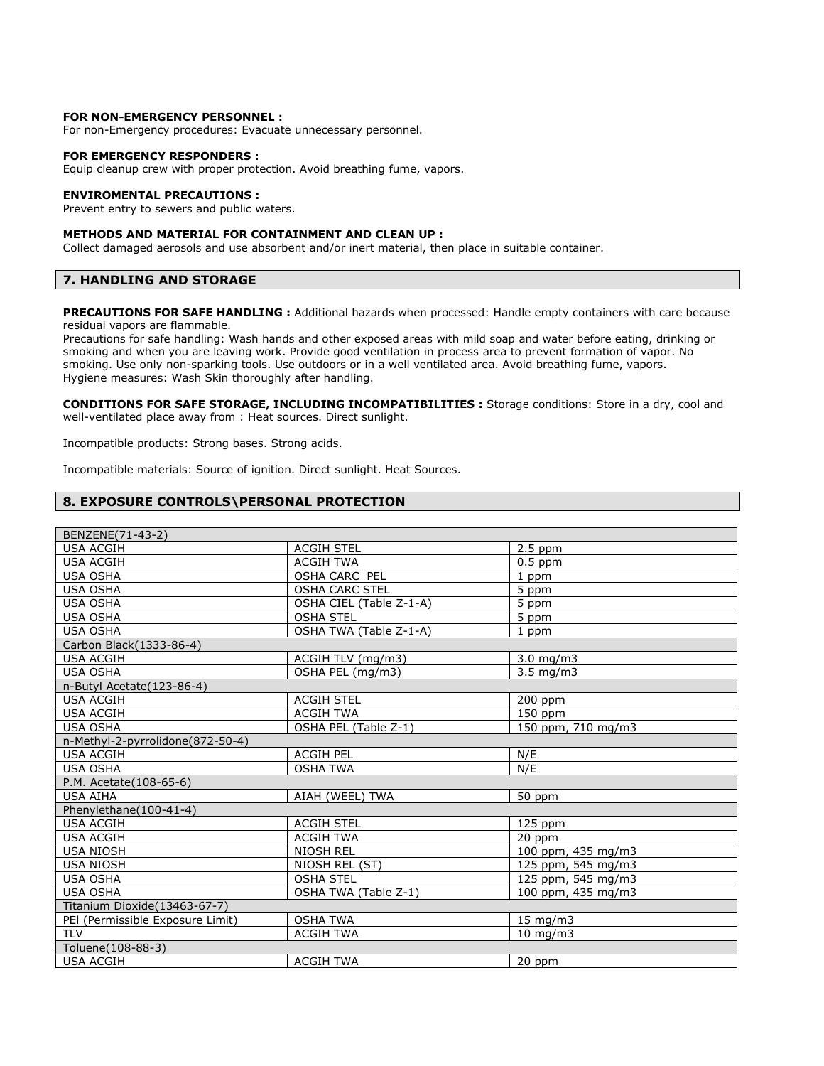**FOR NON-EMERGENCY PERSONNEL :**
For non-Emergency procedures: Evacuate unnecessary personnel.

**FOR EMERGENCY RESPONDERS :**
Equip cleanup crew with proper protection. Avoid breathing fume, vapors.

**ENVIROMENTAL PRECAUTIONS :**
Prevent entry to sewers and public waters.

**METHODS AND MATERIAL FOR CONTAINMENT AND CLEAN UP :**
Collect damaged aerosols and use absorbent and/or inert material, then place in suitable container.

## 7. HANDLING AND STORAGE

**PRECAUTIONS FOR SAFE HANDLING :** Additional hazards when processed: Handle empty containers with care because residual vapors are flammable.
Precautions for safe handling: Wash hands and other exposed areas with mild soap and water before eating, drinking or smoking and when you are leaving work. Provide good ventilation in process area to prevent formation of vapor. No smoking. Use only non-sparking tools. Use outdoors or in a well ventilated area. Avoid breathing fume, vapors.
Hygiene measures: Wash Skin thoroughly after handling.

**CONDITIONS FOR SAFE STORAGE, INCLUDING INCOMPATIBILITIES :** Storage conditions: Store in a dry, cool and well-ventilated place away from : Heat sources. Direct sunlight.

Incompatible products: Strong bases. Strong acids.

Incompatible materials: Source of ignition. Direct sunlight. Heat Sources.

## 8. EXPOSURE CONTROLS\PERSONAL PROTECTION

| BENZENE(71-43-2) | | |
|---|---|---|
| USA ACGIH | ACGIH STEL | 2.5 ppm |
| USA ACGIH | ACGIH TWA | 0.5 ppm |
| USA OSHA | OSHA CARC PEL | 1 ppm |
| USA OSHA | OSHA CARC STEL | 5 ppm |
| USA OSHA | OSHA CIEL (Table Z-1-A) | 5 ppm |
| USA OSHA | OSHA STEL | 5 ppm |
| USA OSHA | OSHA TWA (Table Z-1-A) | 1 ppm |
| Carbon Black(1333-86-4) | | |
| USA ACGIH | ACGIH TLV (mg/m3) | 3.0 mg/m3 |
| USA OSHA | OSHA PEL (mg/m3) | 3.5 mg/m3 |
| n-Butyl Acetate(123-86-4) | | |
| USA ACGIH | ACGIH STEL | 200 ppm |
| USA ACGIH | ACGIH TWA | 150 ppm |
| USA OSHA | OSHA PEL (Table Z-1) | 150 ppm, 710 mg/m3 |
| n-Methyl-2-pyrrolidone(872-50-4) | | |
| USA ACGIH | ACGIH PEL | N/E |
| USA OSHA | OSHA TWA | N/E |
| P.M. Acetate(108-65-6) | | |
| USA AIHA | AIAH (WEEL) TWA | 50 ppm |
| Phenylethane(100-41-4) | | |
| USA ACGIH | ACGIH STEL | 125 ppm |
| USA ACGIH | ACGIH TWA | 20 ppm |
| USA NIOSH | NIOSH REL | 100 ppm, 435 mg/m3 |
| USA NIOSH | NIOSH REL (ST) | 125 ppm, 545 mg/m3 |
| USA OSHA | OSHA STEL | 125 ppm, 545 mg/m3 |
| USA OSHA | OSHA TWA (Table Z-1) | 100 ppm, 435 mg/m3 |
| Titanium Dioxide(13463-67-7) | | |
| PEl (Permissible Exposure Limit) | OSHA TWA | 15 mg/m3 |
| TLV | ACGIH TWA | 10 mg/m3 |
| Toluene(108-88-3) | | |
| USA ACGIH | ACGIH TWA | 20 ppm |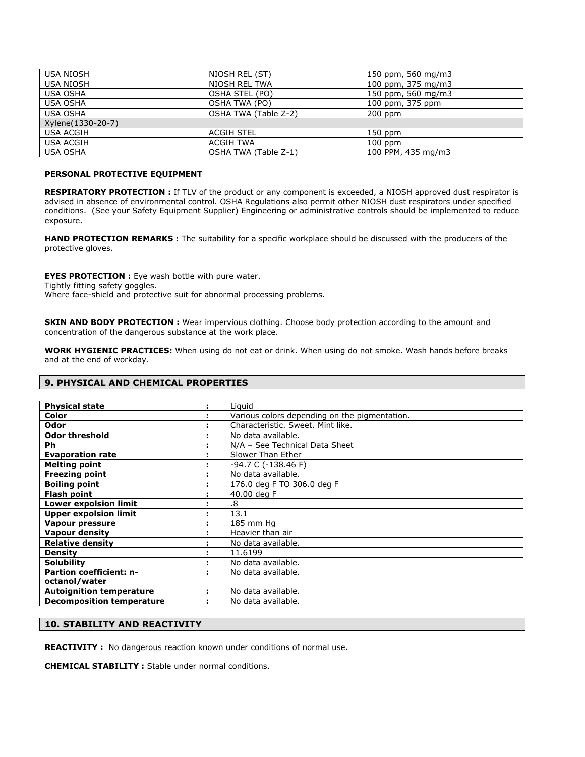| | | |
|---|---|---|
| USA NIOSH | NIOSH REL (ST) | 150 ppm, 560 mg/m3 |
| USA NIOSH | NIOSH REL TWA | 100 ppm, 375 mg/m3 |
| USA OSHA | OSHA STEL (PO) | 150 ppm, 560 mg/m3 |
| USA OSHA | OSHA TWA (PO) | 100 ppm, 375 ppm |
| USA OSHA | OSHA TWA (Table Z-2) | 200 ppm |
| Xylene(1330-20-7) | | |
| USA ACGIH | ACGIH STEL | 150 ppm |
| USA ACGIH | ACGIH TWA | 100 ppm |
| USA OSHA | OSHA TWA (Table Z-1) | 100 PPM, 435 mg/m3 |

**PERSONAL PROTECTIVE EQUIPMENT**

**RESPIRATORY PROTECTION :** If TLV of the product or any component is exceeded, a NIOSH approved dust respirator is advised in absence of environmental control. OSHA Regulations also permit other NIOSH dust respirators under specified conditions. (See your Safety Equipment Supplier) Engineering or administrative controls should be implemented to reduce exposure.

**HAND PROTECTION REMARKS :** The suitability for a specific workplace should be discussed with the producers of the protective gloves.

**EYES PROTECTION :** Eye wash bottle with pure water.
Tightly fitting safety goggles.
Where face-shield and protective suit for abnormal processing problems.

**SKIN AND BODY PROTECTION :** Wear impervious clothing. Choose body protection according to the amount and concentration of the dangerous substance at the work place.

**WORK HYGIENIC PRACTICES:** When using do not eat or drink. When using do not smoke. Wash hands before breaks and at the end of workday.

## 9. PHYSICAL AND CHEMICAL PROPERTIES

| | | |
|---|---|---|
| **Physical state** | : | Liquid |
| **Color** | : | Various colors depending on the pigmentation. |
| **Odor** | : | Characteristic. Sweet. Mint like. |
| **Odor threshold** | : | No data available. |
| **Ph** | : | N/A – See Technical Data Sheet |
| **Evaporation rate** | : | Slower Than Ether |
| **Melting point** | : | -94.7 C (-138.46 F) |
| **Freezing point** | : | No data available. |
| **Boiling point** | : | 176.0 deg F TO 306.0 deg F |
| **Flash point** | : | 40.00 deg F |
| **Lower expolsion limit** | : | .8 |
| **Upper expolsion limit** | : | 13.1 |
| **Vapour pressure** | : | 185 mm Hg |
| **Vapour density** | : | Heavier than air |
| **Relative density** | : | No data available. |
| **Density** | : | 11.6199 |
| **Solubility** | : | No data available. |
| **Partion coefficient: n-octanol/water** | : | No data available. |
| **Autoignition temperature** | : | No data available. |
| **Decomposition temperature** | : | No data available. |

## 10. STABILITY AND REACTIVITY

**REACTIVITY :** No dangerous reaction known under conditions of normal use.

**CHEMICAL STABILITY :** Stable under normal conditions.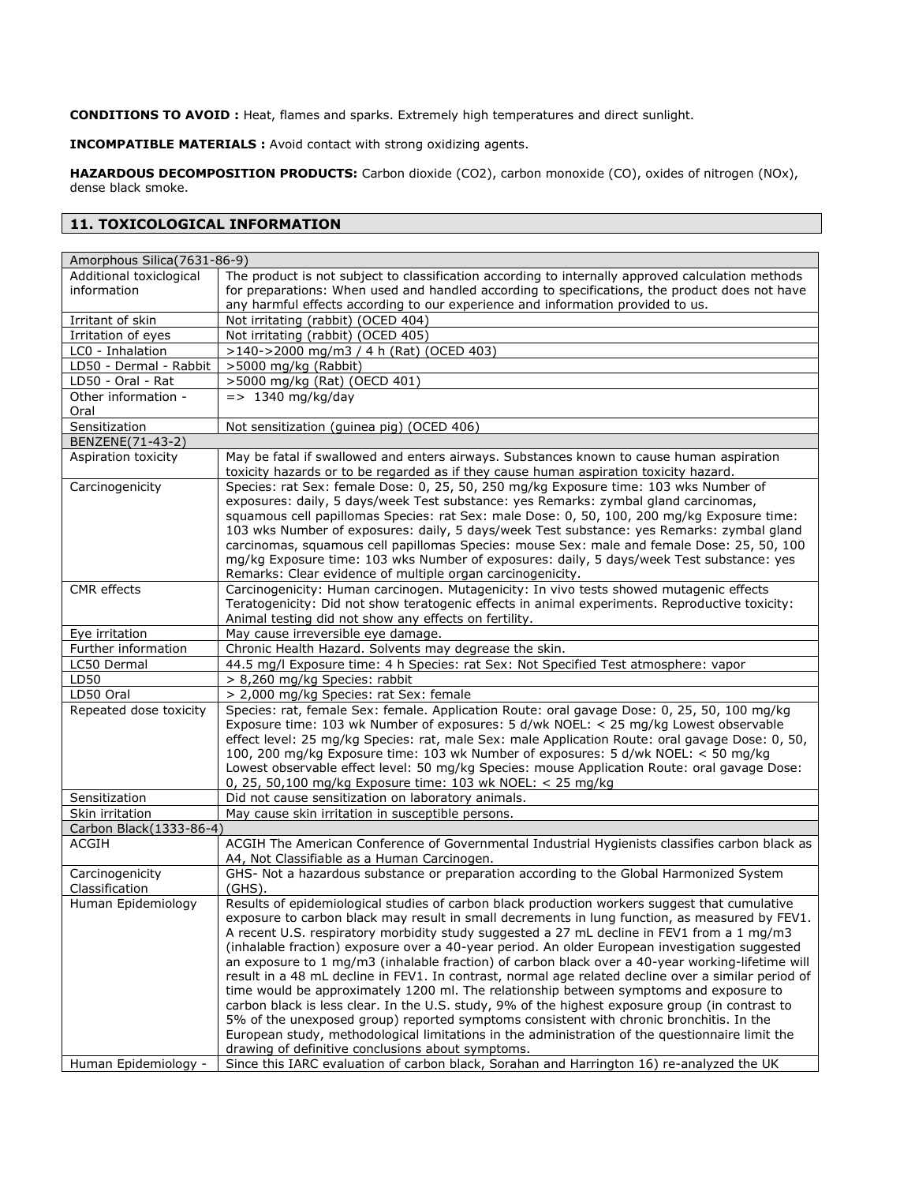**CONDITIONS TO AVOID :** Heat, flames and sparks. Extremely high temperatures and direct sunlight.

**INCOMPATIBLE MATERIALS :** Avoid contact with strong oxidizing agents.

**HAZARDOUS DECOMPOSITION PRODUCTS:** Carbon dioxide ($CO_2$), carbon monoxide (CO), oxides of nitrogen ($NO_x$), dense black smoke.

## 11. TOXICOLOGICAL INFORMATION

| Amorphous Silica(7631-86-9) | |
|---|---|
| Additional toxiclogical information | The product is not subject to classification according to internally approved calculation methods for preparations: When used and handled according to specifications, the product does not have any harmful effects according to our experience and information provided to us. |
| Irritant of skin | Not irritating (rabbit) (OCED 404) |
| Irritation of eyes | Not irritating (rabbit) (OCED 405) |
| LC0 - Inhalation | >140->2000 mg/m3 / 4 h (Rat) (OCED 403) |
| LD50 - Dermal - Rabbit | >5000 mg/kg (Rabbit) |
| LD50 - Oral - Rat | >5000 mg/kg (Rat) (OECD 401) |
| Other information - Oral | => 1340 mg/kg/day |
| Sensitization | Not sensitization (guinea pig) (OCED 406) |
| **BENZENE(71-43-2)** | |
| Aspiration toxicity | May be fatal if swallowed and enters airways. Substances known to cause human aspiration toxicity hazards or to be regarded as if they cause human aspiration toxicity hazard. |
| Carcinogenicity | Species: rat Sex: female Dose: 0, 25, 50, 250 mg/kg Exposure time: 103 wks Number of exposures: daily, 5 days/week Test substance: yes Remarks: zymbal gland carcinomas, squamous cell papillomas Species: rat Sex: male Dose: 0, 50, 100, 200 mg/kg Exposure time: 103 wks Number of exposures: daily, 5 days/week Test substance: yes Remarks: zymbal gland carcinomas, squamous cell papillomas Species: mouse Sex: male and female Dose: 25, 50, 100 mg/kg Exposure time: 103 wks Number of exposures: daily, 5 days/week Test substance: yes Remarks: Clear evidence of multiple organ carcinogenicity. |
| CMR effects | Carcinogenicity: Human carcinogen. Mutagenicity: In vivo tests showed mutagenic effects Teratogenicity: Did not show teratogenic effects in animal experiments. Reproductive toxicity: Animal testing did not show any effects on fertility. |
| Eye irritation | May cause irreversible eye damage. |
| Further information | Chronic Health Hazard. Solvents may degrease the skin. |
| LC50 Dermal | 44.5 mg/l Exposure time: 4 h Species: rat Sex: Not Specified Test atmosphere: vapor |
| LD50 | > 8,260 mg/kg Species: rabbit |
| LD50 Oral | > 2,000 mg/kg Species: rat Sex: female |
| Repeated dose toxicity | Species: rat, female Sex: female. Application Route: oral gavage Dose: 0, 25, 50, 100 mg/kg Exposure time: 103 wk Number of exposures: 5 d/wk NOEL: < 25 mg/kg Lowest observable effect level: 25 mg/kg Species: rat, male Sex: male Application Route: oral gavage Dose: 0, 50, 100, 200 mg/kg Exposure time: 103 wk Number of exposures: 5 d/wk NOEL: < 50 mg/kg Lowest observable effect level: 50 mg/kg Species: mouse Application Route: oral gavage Dose: 0, 25, 50,100 mg/kg Exposure time: 103 wk NOEL: < 25 mg/kg |
| Sensitization | Did not cause sensitization on laboratory animals. |
| Skin irritation | May cause skin irritation in susceptible persons. |
| **Carbon Black(1333-86-4)** | |
| ACGIH | ACGIH The American Conference of Governmental Industrial Hygienists classifies carbon black as A4, Not Classifiable as a Human Carcinogen. |
| Carcinogenicity Classification | GHS- Not a hazardous substance or preparation according to the Global Harmonized System (GHS). |
| Human Epidemiology | Results of epidemiological studies of carbon black production workers suggest that cumulative exposure to carbon black may result in small decrements in lung function, as measured by FEV1. A recent U.S. respiratory morbidity study suggested a 27 mL decline in FEV1 from a 1 mg/m3 (inhalable fraction) exposure over a 40-year period. An older European investigation suggested an exposure to 1 mg/m3 (inhalable fraction) of carbon black over a 40-year working-lifetime will result in a 48 mL decline in FEV1. In contrast, normal age related decline over a similar period of time would be approximately 1200 ml. The relationship between symptoms and exposure to carbon black is less clear. In the U.S. study, 9% of the highest exposure group (in contrast to 5% of the unexposed group) reported symptoms consistent with chronic bronchitis. In the European study, methodological limitations in the administration of the questionnaire limit the drawing of definitive conclusions about symptoms. |
| Human Epidemiology - | Since this IARC evaluation of carbon black, Sorahan and Harrington 16) re-analyzed the UK |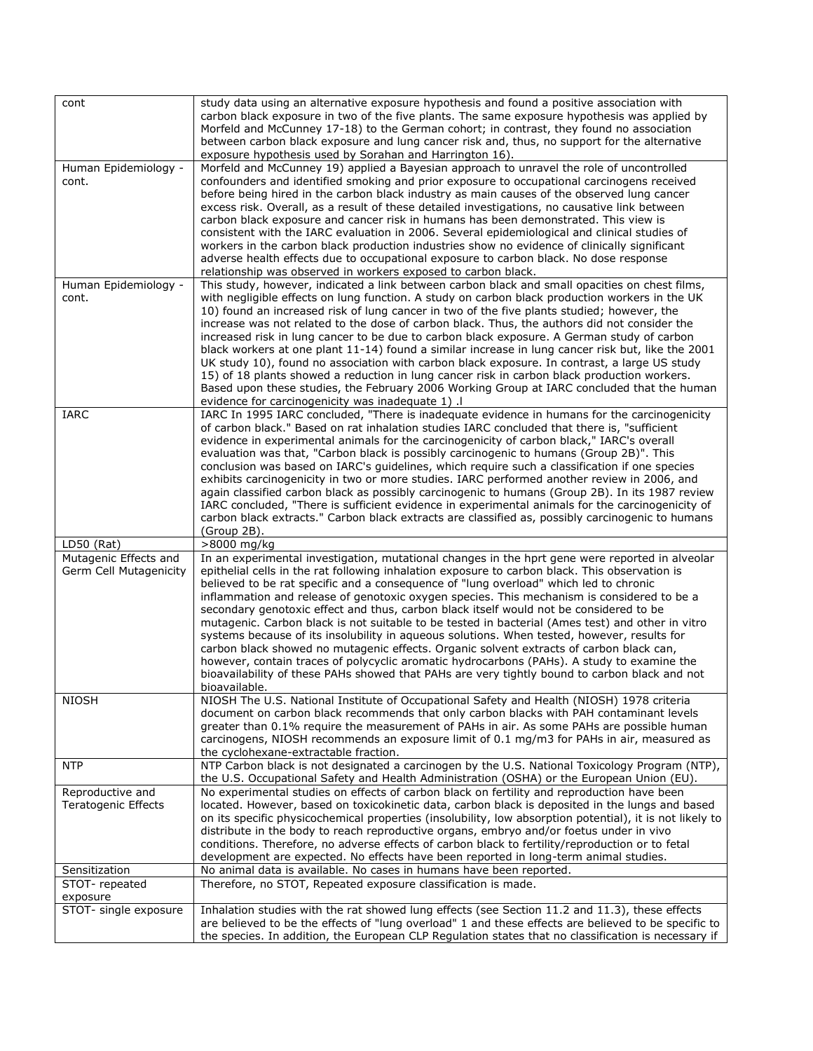| cont | study data using an alternative exposure hypothesis and found a positive association with carbon black exposure in two of the five plants. The same exposure hypothesis was applied by Morfeld and McCunney 17-18) to the German cohort; in contrast, they found no association between carbon black exposure and lung cancer risk and, thus, no support for the alternative exposure hypothesis used by Sorahan and Harrington 16). |
|---|---|
| Human Epidemiology - cont. | Morfeld and McCunney 19) applied a Bayesian approach to unravel the role of uncontrolled confounders and identified smoking and prior exposure to occupational carcinogens received before being hired in the carbon black industry as main causes of the observed lung cancer excess risk. Overall, as a result of these detailed investigations, no causative link between carbon black exposure and cancer risk in humans has been demonstrated. This view is consistent with the IARC evaluation in 2006. Several epidemiological and clinical studies of workers in the carbon black production industries show no evidence of clinically significant adverse health effects due to occupational exposure to carbon black. No dose response relationship was observed in workers exposed to carbon black. |
| Human Epidemiology - cont. | This study, however, indicated a link between carbon black and small opacities on chest films, with negligible effects on lung function. A study on carbon black production workers in the UK 10) found an increased risk of lung cancer in two of the five plants studied; however, the increase was not related to the dose of carbon black. Thus, the authors did not consider the increased risk in lung cancer to be due to carbon black exposure. A German study of carbon black workers at one plant 11-14) found a similar increase in lung cancer risk but, like the 2001 UK study 10), found no association with carbon black exposure. In contrast, a large US study 15) of 18 plants showed a reduction in lung cancer risk in carbon black production workers. Based upon these studies, the February 2006 Working Group at IARC concluded that the human evidence for carcinogenicity was inadequate 1) .l |
| IARC | IARC In 1995 IARC concluded, "There is inadequate evidence in humans for the carcinogenicity of carbon black." Based on rat inhalation studies IARC concluded that there is, "sufficient evidence in experimental animals for the carcinogenicity of carbon black," IARC's overall evaluation was that, "Carbon black is possibly carcinogenic to humans (Group 2B)". This conclusion was based on IARC's guidelines, which require such a classification if one species exhibits carcinogenicity in two or more studies. IARC performed another review in 2006, and again classified carbon black as possibly carcinogenic to humans (Group 2B). In its 1987 review IARC concluded, "There is sufficient evidence in experimental animals for the carcinogenicity of carbon black extracts." Carbon black extracts are classified as, possibly carcinogenic to humans (Group 2B). |
| LD50 (Rat) | >8000 mg/kg |
| Mutagenic Effects and Germ Cell Mutagenicity | In an experimental investigation, mutational changes in the hprt gene were reported in alveolar epithelial cells in the rat following inhalation exposure to carbon black. This observation is believed to be rat specific and a consequence of "lung overload" which led to chronic inflammation and release of genotoxic oxygen species. This mechanism is considered to be a secondary genotoxic effect and thus, carbon black itself would not be considered to be mutagenic. Carbon black is not suitable to be tested in bacterial (Ames test) and other in vitro systems because of its insolubility in aqueous solutions. When tested, however, results for carbon black showed no mutagenic effects. Organic solvent extracts of carbon black can, however, contain traces of polycyclic aromatic hydrocarbons (PAHs). A study to examine the bioavailability of these PAHs showed that PAHs are very tightly bound to carbon black and not bioavailable. |
| NIOSH | NIOSH The U.S. National Institute of Occupational Safety and Health (NIOSH) 1978 criteria document on carbon black recommends that only carbon blacks with PAH contaminant levels greater than 0.1% require the measurement of PAHs in air. As some PAHs are possible human carcinogens, NIOSH recommends an exposure limit of 0.1 mg/m3 for PAHs in air, measured as the cyclohexane-extractable fraction. |
| NTP | NTP Carbon black is not designated a carcinogen by the U.S. National Toxicology Program (NTP), the U.S. Occupational Safety and Health Administration (OSHA) or the European Union (EU). |
| Reproductive and Teratogenic Effects | No experimental studies on effects of carbon black on fertility and reproduction have been located. However, based on toxicokinetic data, carbon black is deposited in the lungs and based on its specific physicochemical properties (insolubility, low absorption potential), it is not likely to distribute in the body to reach reproductive organs, embryo and/or foetus under in vivo conditions. Therefore, no adverse effects of carbon black to fertility/reproduction or to fetal development are expected. No effects have been reported in long-term animal studies. |
| Sensitization | No animal data is available. No cases in humans have been reported. |
| STOT- repeated exposure | Therefore, no STOT, Repeated exposure classification is made. |
| STOT- single exposure | Inhalation studies with the rat showed lung effects (see Section 11.2 and 11.3), these effects are believed to be the effects of "lung overload" 1 and these effects are believed to be specific to the species. In addition, the European CLP Regulation states that no classification is necessary if |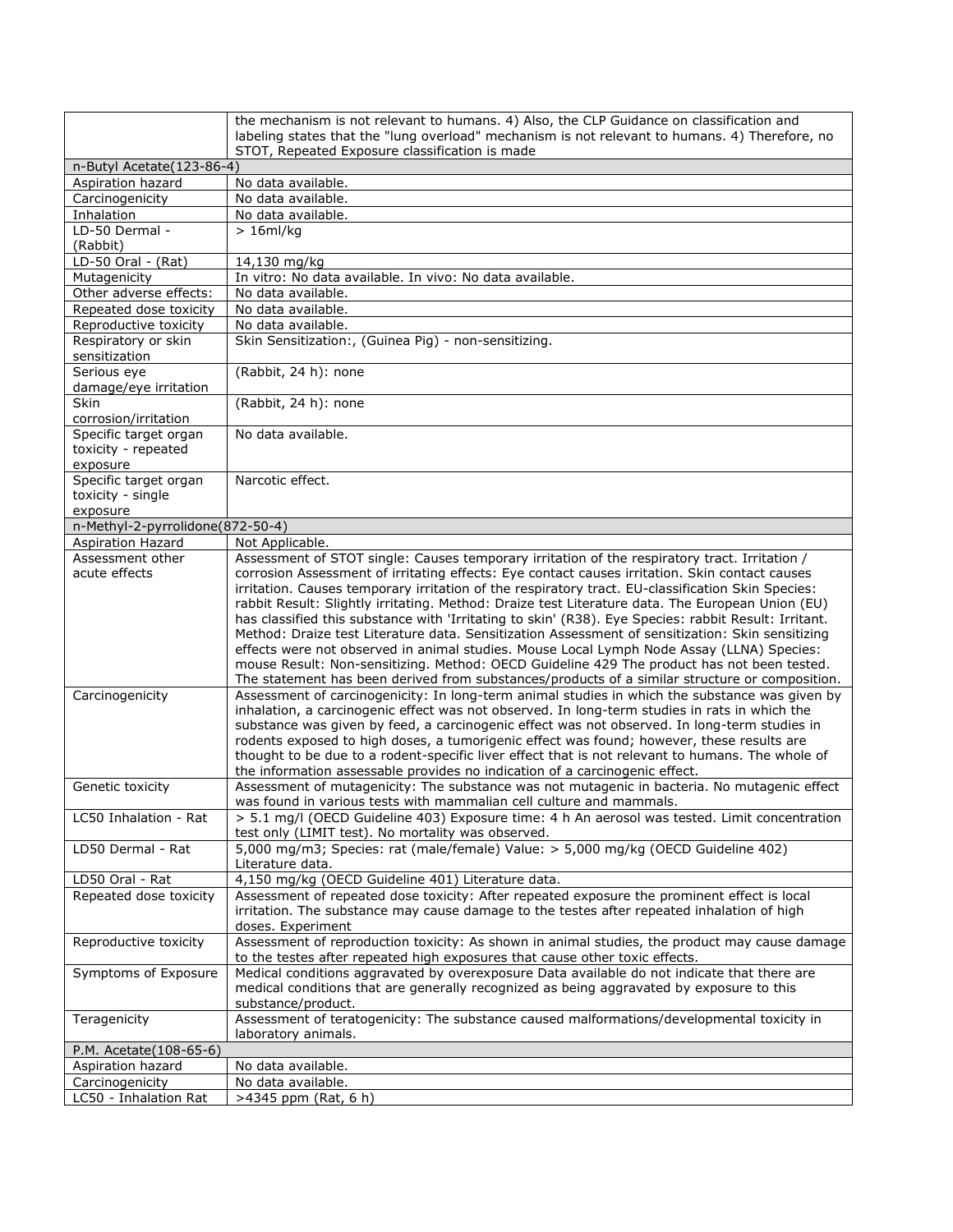| | |
|---|---|
| | the mechanism is not relevant to humans. 4) Also, the CLP Guidance on classification and labeling states that the "lung overload" mechanism is not relevant to humans. 4) Therefore, no STOT, Repeated Exposure classification is made |
| **n-Butyl Acetate(123-86-4)** | |
| Aspiration hazard | No data available. |
| Carcinogenicity | No data available. |
| Inhalation | No data available. |
| LD-50 Dermal - (Rabbit) | > 16ml/kg |
| LD-50 Oral - (Rat) | 14,130 mg/kg |
| Mutagenicity | In vitro: No data available. In vivo: No data available. |
| Other adverse effects: | No data available. |
| Repeated dose toxicity | No data available. |
| Reproductive toxicity | No data available. |
| Respiratory or skin sensitization | Skin Sensitization:, (Guinea Pig) - non-sensitizing. |
| Serious eye damage/eye irritation | (Rabbit, 24 h): none |
| Skin corrosion/irritation | (Rabbit, 24 h): none |
| Specific target organ toxicity - repeated exposure | No data available. |
| Specific target organ toxicity - single exposure | Narcotic effect. |
| **n-Methyl-2-pyrrolidone(872-50-4)** | |
| Aspiration Hazard | Not Applicable. |
| Assessment other acute effects | Assessment of STOT single: Causes temporary irritation of the respiratory tract. Irritation / corrosion Assessment of irritating effects: Eye contact causes irritation. Skin contact causes irritation. Causes temporary irritation of the respiratory tract. EU-classification Skin Species: rabbit Result: Slightly irritating. Method: Draize test Literature data. The European Union (EU) has classified this substance with 'Irritating to skin' (R38). Eye Species: rabbit Result: Irritant. Method: Draize test Literature data. Sensitization Assessment of sensitization: Skin sensitizing effects were not observed in animal studies. Mouse Local Lymph Node Assay (LLNA) Species: mouse Result: Non-sensitizing. Method: OECD Guideline 429 The product has not been tested. The statement has been derived from substances/products of a similar structure or composition. |
| Carcinogenicity | Assessment of carcinogenicity: In long-term animal studies in which the substance was given by inhalation, a carcinogenic effect was not observed. In long-term studies in rats in which the substance was given by feed, a carcinogenic effect was not observed. In long-term studies in rodents exposed to high doses, a tumorigenic effect was found; however, these results are thought to be due to a rodent-specific liver effect that is not relevant to humans. The whole of the information assessable provides no indication of a carcinogenic effect. |
| Genetic toxicity | Assessment of mutagenicity: The substance was not mutagenic in bacteria. No mutagenic effect was found in various tests with mammalian cell culture and mammals. |
| LC50 Inhalation - Rat | > 5.1 mg/l (OECD Guideline 403) Exposure time: 4 h An aerosol was tested. Limit concentration test only (LIMIT test). No mortality was observed. |
| LD50 Dermal - Rat | 5,000 mg/m3; Species: rat (male/female) Value: > 5,000 mg/kg (OECD Guideline 402) Literature data. |
| LD50 Oral - Rat | 4,150 mg/kg (OECD Guideline 401) Literature data. |
| Repeated dose toxicity | Assessment of repeated dose toxicity: After repeated exposure the prominent effect is local irritation. The substance may cause damage to the testes after repeated inhalation of high doses. Experiment |
| Reproductive toxicity | Assessment of reproduction toxicity: As shown in animal studies, the product may cause damage to the testes after repeated high exposures that cause other toxic effects. |
| Symptoms of Exposure | Medical conditions aggravated by overexposure Data available do not indicate that there are medical conditions that are generally recognized as being aggravated by exposure to this substance/product. |
| Teragenicity | Assessment of teratogenicity: The substance caused malformations/developmental toxicity in laboratory animals. |
| **P.M. Acetate(108-65-6)** | |
| Aspiration hazard | No data available. |
| Carcinogenicity | No data available. |
| LC50 - Inhalation Rat | >4345 ppm (Rat, 6 h) |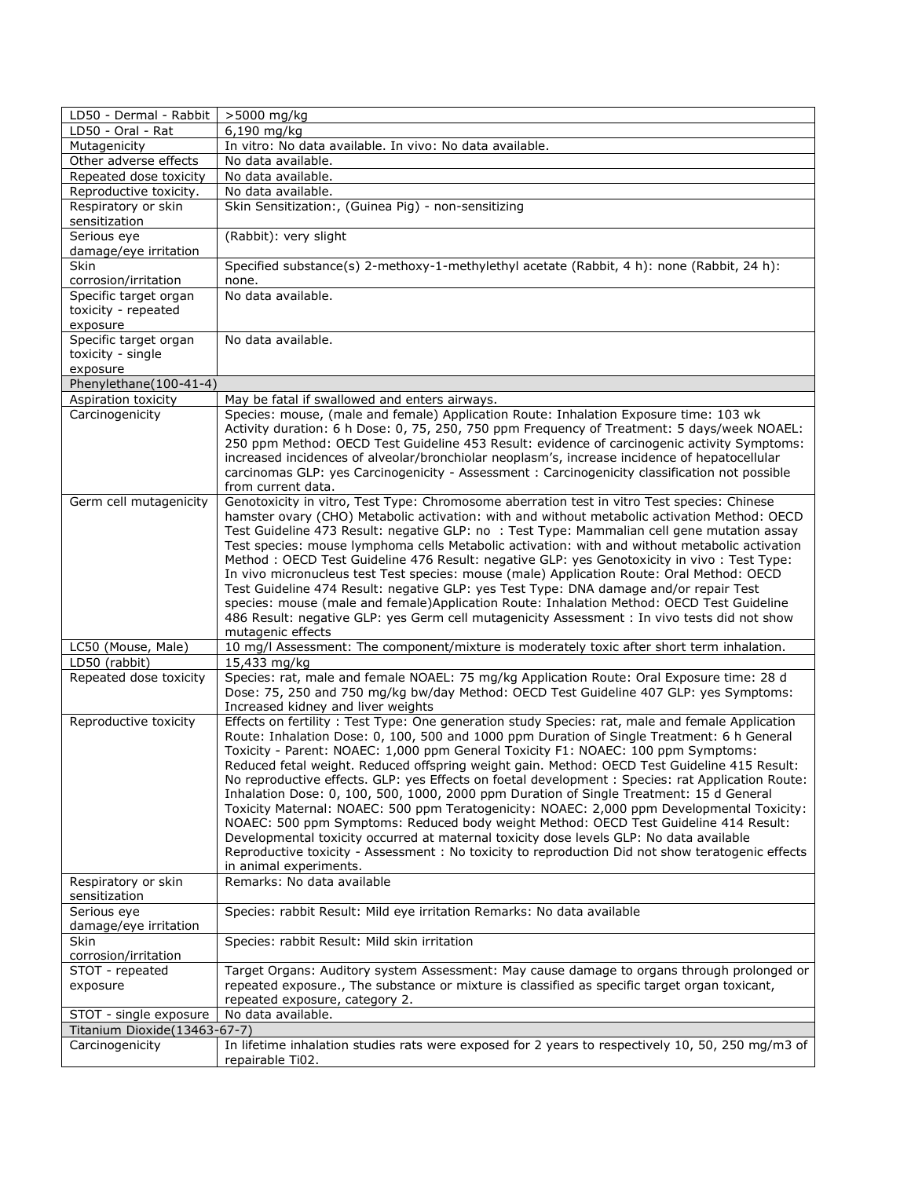| | |
|---|---|
| LD50 - Dermal - Rabbit | >5000 mg/kg |
| LD50 - Oral - Rat | 6,190 mg/kg |
| Mutagenicity | In vitro: No data available. In vivo: No data available. |
| Other adverse effects | No data available. |
| Repeated dose toxicity | No data available. |
| Reproductive toxicity. | No data available. |
| Respiratory or skin sensitization | Skin Sensitization:, (Guinea Pig) - non-sensitizing |
| Serious eye damage/eye irritation | (Rabbit): very slight |
| Skin corrosion/irritation | Specified substance(s) 2-methoxy-1-methylethyl acetate (Rabbit, 4 h): none (Rabbit, 24 h): none. |
| Specific target organ toxicity - repeated exposure | No data available. |
| Specific target organ toxicity - single exposure | No data available. |
| Phenylethane(100-41-4) | |
| Aspiration toxicity | May be fatal if swallowed and enters airways. |
| Carcinogenicity | Species: mouse, (male and female) Application Route: Inhalation Exposure time: 103 wk Activity duration: 6 h Dose: 0, 75, 250, 750 ppm Frequency of Treatment: 5 days/week NOAEL: 250 ppm Method: OECD Test Guideline 453 Result: evidence of carcinogenic activity Symptoms: increased incidences of alveolar/bronchiolar neoplasm's, increase incidence of hepatocellular carcinomas GLP: yes Carcinogenicity - Assessment : Carcinogenicity classification not possible from current data. |
| Germ cell mutagenicity | Genotoxicity in vitro, Test Type: Chromosome aberration test in vitro Test species: Chinese hamster ovary (CHO) Metabolic activation: with and without metabolic activation Method: OECD Test Guideline 473 Result: negative GLP: no : Test Type: Mammalian cell gene mutation assay Test species: mouse lymphoma cells Metabolic activation: with and without metabolic activation Method : OECD Test Guideline 476 Result: negative GLP: yes Genotoxicity in vivo : Test Type: In vivo micronucleus test Test species: mouse (male) Application Route: Oral Method: OECD Test Guideline 474 Result: negative GLP: yes Test Type: DNA damage and/or repair Test species: mouse (male and female)Application Route: Inhalation Method: OECD Test Guideline 486 Result: negative GLP: yes Germ cell mutagenicity Assessment : In vivo tests did not show mutagenic effects |
| LC50 (Mouse, Male) | 10 mg/l Assessment: The component/mixture is moderately toxic after short term inhalation. |
| LD50 (rabbit) | 15,433 mg/kg |
| Repeated dose toxicity | Species: rat, male and female NOAEL: 75 mg/kg Application Route: Oral Exposure time: 28 d Dose: 75, 250 and 750 mg/kg bw/day Method: OECD Test Guideline 407 GLP: yes Symptoms: Increased kidney and liver weights |
| Reproductive toxicity | Effects on fertility : Test Type: One generation study Species: rat, male and female Application Route: Inhalation Dose: 0, 100, 500 and 1000 ppm Duration of Single Treatment: 6 h General Toxicity - Parent: NOAEC: 1,000 ppm General Toxicity F1: NOAEC: 100 ppm Symptoms: Reduced fetal weight. Reduced offspring weight gain. Method: OECD Test Guideline 415 Result: No reproductive effects. GLP: yes Effects on foetal development : Species: rat Application Route: Inhalation Dose: 0, 100, 500, 1000, 2000 ppm Duration of Single Treatment: 15 d General Toxicity Maternal: NOAEC: 500 ppm Teratogenicity: NOAEC: 2,000 ppm Developmental Toxicity: NOAEC: 500 ppm Symptoms: Reduced body weight Method: OECD Test Guideline 414 Result: Developmental toxicity occurred at maternal toxicity dose levels GLP: No data available Reproductive toxicity - Assessment : No toxicity to reproduction Did not show teratogenic effects in animal experiments. |
| Respiratory or skin sensitization | Remarks: No data available |
| Serious eye damage/eye irritation | Species: rabbit Result: Mild eye irritation Remarks: No data available |
| Skin corrosion/irritation | Species: rabbit Result: Mild skin irritation |
| STOT - repeated exposure | Target Organs: Auditory system Assessment: May cause damage to organs through prolonged or repeated exposure., The substance or mixture is classified as specific target organ toxicant, repeated exposure, category 2. |
| STOT - single exposure | No data available. |
| Titanium Dioxide(13463-67-7) | |
| Carcinogenicity | In lifetime inhalation studies rats were exposed for 2 years to respectively 10, 50, 250 mg/m3 of repairable Ti02. |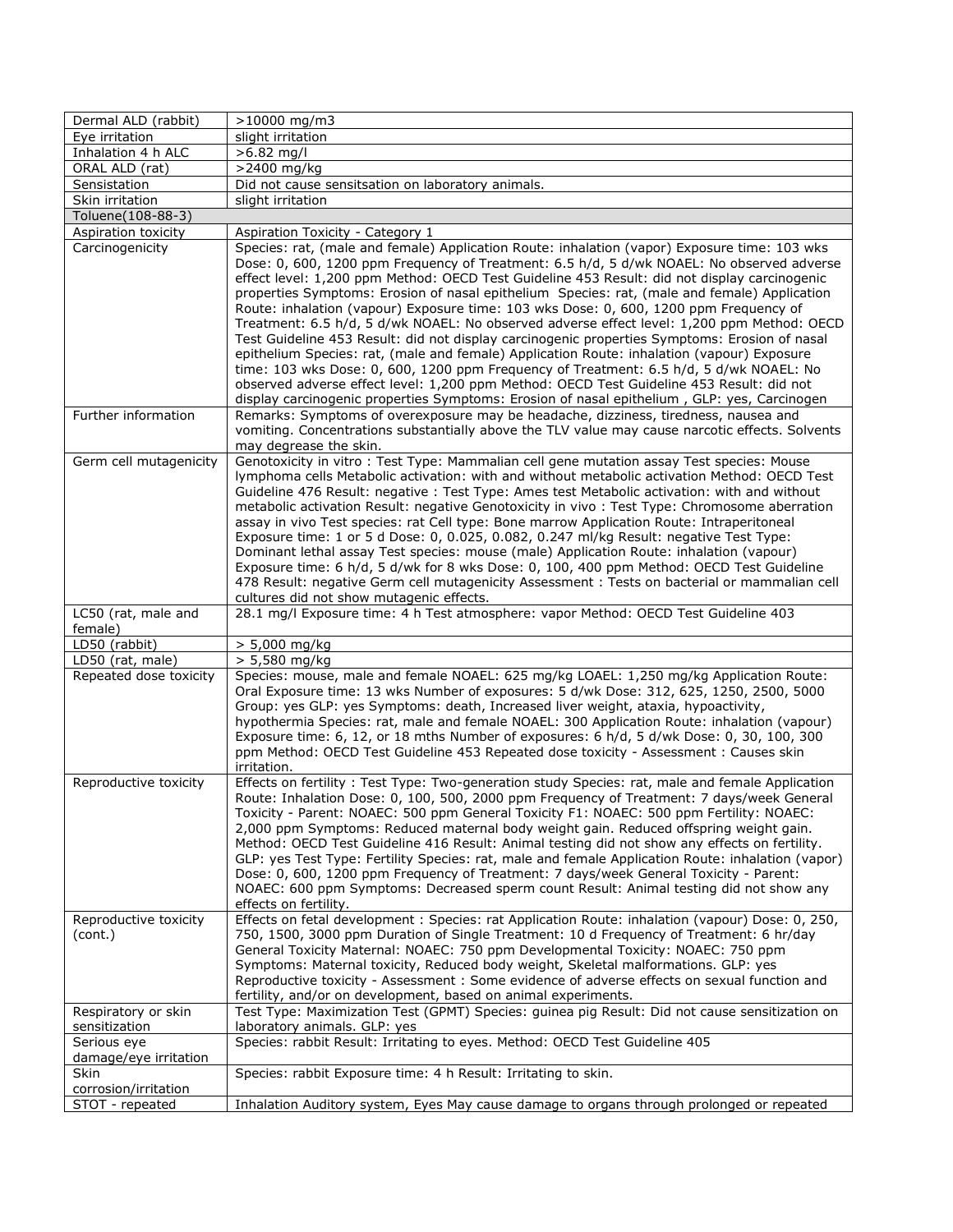| | |
|---|---|
| Dermal ALD (rabbit) | >10000 mg/m3 |
| Eye irritation | slight irritation |
| Inhalation 4 h ALC | >6.82 mg/l |
| ORAL ALD (rat) | >2400 mg/kg |
| Sensistation | Did not cause sensitsation on laboratory animals. |
| Skin irritation | slight irritation |
| Toluene(108-88-3) | |
| Aspiration toxicity | Aspiration Toxicity - Category 1 |
| Carcinogenicity | Species: rat, (male and female) Application Route: inhalation (vapor) Exposure time: 103 wks Dose: 0, 600, 1200 ppm Frequency of Treatment: 6.5 h/d, 5 d/wk NOAEL: No observed adverse effect level: 1,200 ppm Method: OECD Test Guideline 453 Result: did not display carcinogenic properties Symptoms: Erosion of nasal epithelium Species: rat, (male and female) Application Route: inhalation (vapour) Exposure time: 103 wks Dose: 0, 600, 1200 ppm Frequency of Treatment: 6.5 h/d, 5 d/wk NOAEL: No observed adverse effect level: 1,200 ppm Method: OECD Test Guideline 453 Result: did not display carcinogenic properties Symptoms: Erosion of nasal epithelium Species: rat, (male and female) Application Route: inhalation (vapour) Exposure time: 103 wks Dose: 0, 600, 1200 ppm Frequency of Treatment: 6.5 h/d, 5 d/wk NOAEL: No observed adverse effect level: 1,200 ppm Method: OECD Test Guideline 453 Result: did not display carcinogenic properties Symptoms: Erosion of nasal epithelium , GLP: yes, Carcinogen |
| Further information | Remarks: Symptoms of overexposure may be headache, dizziness, tiredness, nausea and vomiting. Concentrations substantially above the TLV value may cause narcotic effects. Solvents may degrease the skin. |
| Germ cell mutagenicity | Genotoxicity in vitro : Test Type: Mammalian cell gene mutation assay Test species: Mouse lymphoma cells Metabolic activation: with and without metabolic activation Method: OECD Test Guideline 476 Result: negative : Test Type: Ames test Metabolic activation: with and without metabolic activation Result: negative Genotoxicity in vivo : Test Type: Chromosome aberration assay in vivo Test species: rat Cell type: Bone marrow Application Route: Intraperitoneal Exposure time: 1 or 5 d Dose: 0, 0.025, 0.082, 0.247 ml/kg Result: negative Test Type: Dominant lethal assay Test species: mouse (male) Application Route: inhalation (vapour) Exposure time: 6 h/d, 5 d/wk for 8 wks Dose: 0, 100, 400 ppm Method: OECD Test Guideline 478 Result: negative Germ cell mutagenicity Assessment : Tests on bacterial or mammalian cell cultures did not show mutagenic effects. |
| LC50 (rat, male and female) | 28.1 mg/l Exposure time: 4 h Test atmosphere: vapor Method: OECD Test Guideline 403 |
| LD50 (rabbit) | > 5,000 mg/kg |
| LD50 (rat, male) | > 5,580 mg/kg |
| Repeated dose toxicity | Species: mouse, male and female NOAEL: 625 mg/kg LOAEL: 1,250 mg/kg Application Route: Oral Exposure time: 13 wks Number of exposures: 5 d/wk Dose: 312, 625, 1250, 2500, 5000 Group: yes GLP: yes Symptoms: death, Increased liver weight, ataxia, hypoactivity, hypothermia Species: rat, male and female NOAEL: 300 Application Route: inhalation (vapour) Exposure time: 6, 12, or 18 mths Number of exposures: 6 h/d, 5 d/wk Dose: 0, 30, 100, 300 ppm Method: OECD Test Guideline 453 Repeated dose toxicity - Assessment : Causes skin irritation. |
| Reproductive toxicity | Effects on fertility : Test Type: Two-generation study Species: rat, male and female Application Route: Inhalation Dose: 0, 100, 500, 2000 ppm Frequency of Treatment: 7 days/week General Toxicity - Parent: NOAEC: 500 ppm General Toxicity F1: NOAEC: 500 ppm Fertility: NOAEC: 2,000 ppm Symptoms: Reduced maternal body weight gain. Reduced offspring weight gain. Method: OECD Test Guideline 416 Result: Animal testing did not show any effects on fertility. GLP: yes Test Type: Fertility Species: rat, male and female Application Route: inhalation (vapor) Dose: 0, 600, 1200 ppm Frequency of Treatment: 7 days/week General Toxicity - Parent: NOAEC: 600 ppm Symptoms: Decreased sperm count Result: Animal testing did not show any effects on fertility. |
| Reproductive toxicity (cont.) | Effects on fetal development : Species: rat Application Route: inhalation (vapour) Dose: 0, 250, 750, 1500, 3000 ppm Duration of Single Treatment: 10 d Frequency of Treatment: 6 hr/day General Toxicity Maternal: NOAEC: 750 ppm Developmental Toxicity: NOAEC: 750 ppm Symptoms: Maternal toxicity, Reduced body weight, Skeletal malformations. GLP: yes Reproductive toxicity - Assessment : Some evidence of adverse effects on sexual function and fertility, and/or on development, based on animal experiments. |
| Respiratory or skin sensitization | Test Type: Maximization Test (GPMT) Species: guinea pig Result: Did not cause sensitization on laboratory animals. GLP: yes |
| Serious eye damage/eye irritation | Species: rabbit Result: Irritating to eyes. Method: OECD Test Guideline 405 |
| Skin corrosion/irritation | Species: rabbit Exposure time: 4 h Result: Irritating to skin. |
| STOT - repeated | Inhalation Auditory system, Eyes May cause damage to organs through prolonged or repeated |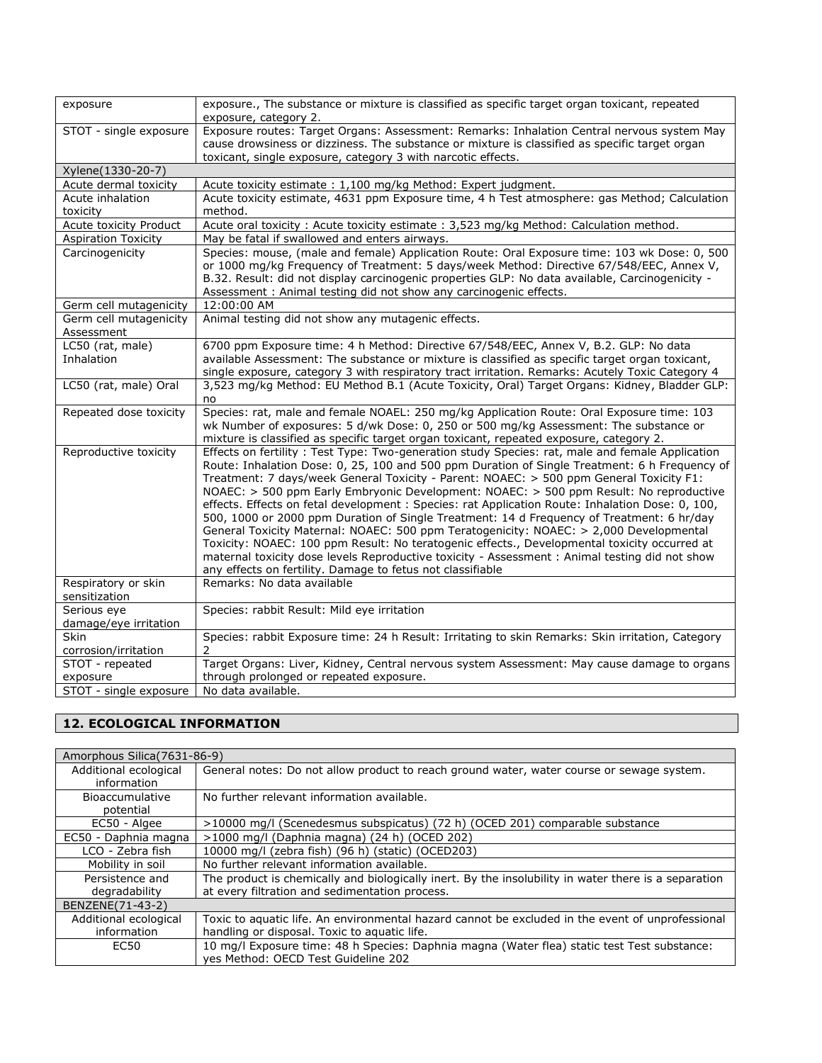| exposure | exposure., The substance or mixture is classified as specific target organ toxicant, repeated exposure, category 2. |
|---|---|
| STOT - single exposure | Exposure routes: Target Organs: Assessment: Remarks: Inhalation Central nervous system May cause drowsiness or dizziness. The substance or mixture is classified as specific target organ toxicant, single exposure, category 3 with narcotic effects. |
| Xylene(1330-20-7) | |
| Acute dermal toxicity | Acute toxicity estimate : 1,100 mg/kg Method: Expert judgment. |
| Acute inhalation toxicity | Acute toxicity estimate, 4631 ppm Exposure time, 4 h Test atmosphere: gas Method; Calculation method. |
| Acute toxicity Product | Acute oral toxicity : Acute toxicity estimate : 3,523 mg/kg Method: Calculation method. |
| Aspiration Toxicity | May be fatal if swallowed and enters airways. |
| Carcinogenicity | Species: mouse, (male and female) Application Route: Oral Exposure time: 103 wk Dose: 0, 500 or 1000 mg/kg Frequency of Treatment: 5 days/week Method: Directive 67/548/EEC, Annex V, B.32. Result: did not display carcinogenic properties GLP: No data available, Carcinogenicity - Assessment : Animal testing did not show any carcinogenic effects. |
| Germ cell mutagenicity | 12:00:00 AM |
| Germ cell mutagenicity Assessment | Animal testing did not show any mutagenic effects. |
| LC50 (rat, male) Inhalation | 6700 ppm Exposure time: 4 h Method: Directive 67/548/EEC, Annex V, B.2. GLP: No data available Assessment: The substance or mixture is classified as specific target organ toxicant, single exposure, category 3 with respiratory tract irritation. Remarks: Acutely Toxic Category 4 |
| LC50 (rat, male) Oral | 3,523 mg/kg Method: EU Method B.1 (Acute Toxicity, Oral) Target Organs: Kidney, Bladder GLP: no |
| Repeated dose toxicity | Species: rat, male and female NOAEL: 250 mg/kg Application Route: Oral Exposure time: 103 wk Number of exposures: 5 d/wk Dose: 0, 250 or 500 mg/kg Assessment: The substance or mixture is classified as specific target organ toxicant, repeated exposure, category 2. |
| Reproductive toxicity | Effects on fertility : Test Type: Two-generation study Species: rat, male and female Application Route: Inhalation Dose: 0, 25, 100 and 500 ppm Duration of Single Treatment: 6 h Frequency of Treatment: 7 days/week General Toxicity - Parent: NOAEC: > 500 ppm General Toxicity F1: NOAEC: > 500 ppm Early Embryonic Development: NOAEC: > 500 ppm Result: No reproductive effects. Effects on fetal development : Species: rat Application Route: Inhalation Dose: 0, 100, 500, 1000 or 2000 ppm Duration of Single Treatment: 14 d Frequency of Treatment: 6 hr/day General Toxicity Maternal: NOAEC: 500 ppm Teratogenicity: NOAEC: > 2,000 Developmental Toxicity: NOAEC: 100 ppm Result: No teratogenic effects., Developmental toxicity occurred at maternal toxicity dose levels Reproductive toxicity - Assessment : Animal testing did not show any effects on fertility. Damage to fetus not classifiable |
| Respiratory or skin sensitization | Remarks: No data available |
| Serious eye damage/eye irritation | Species: rabbit Result: Mild eye irritation |
| Skin corrosion/irritation | Species: rabbit Exposure time: 24 h Result: Irritating to skin Remarks: Skin irritation, Category 2 |
| STOT - repeated exposure | Target Organs: Liver, Kidney, Central nervous system Assessment: May cause damage to organs through prolonged or repeated exposure. |
| STOT - single exposure | No data available. |

## 12. ECOLOGICAL INFORMATION

| Amorphous Silica(7631-86-9) | |
|---|---|
| Additional ecological information | General notes: Do not allow product to reach ground water, water course or sewage system. |
| Bioaccumulative potential | No further relevant information available. |
| EC50 - Algee | >10000 mg/l (Scenedesmus subspicatus) (72 h) (OCED 201) comparable substance |
| EC50 - Daphnia magna | >1000 mg/l (Daphnia magna) (24 h) (OCED 202) |
| LCO - Zebra fish | 10000 mg/l (zebra fish) (96 h) (static) (OCED203) |
| Mobility in soil | No further relevant information available. |
| Persistence and degradability | The product is chemically and biologically inert. By the insolubility in water there is a separation at every filtration and sedimentation process. |
| BENZENE(71-43-2) | |
| Additional ecological information | Toxic to aquatic life. An environmental hazard cannot be excluded in the event of unprofessional handling or disposal. Toxic to aquatic life. |
| EC50 | 10 mg/l Exposure time: 48 h Species: Daphnia magna (Water flea) static test Test substance: yes Method: OECD Test Guideline 202 |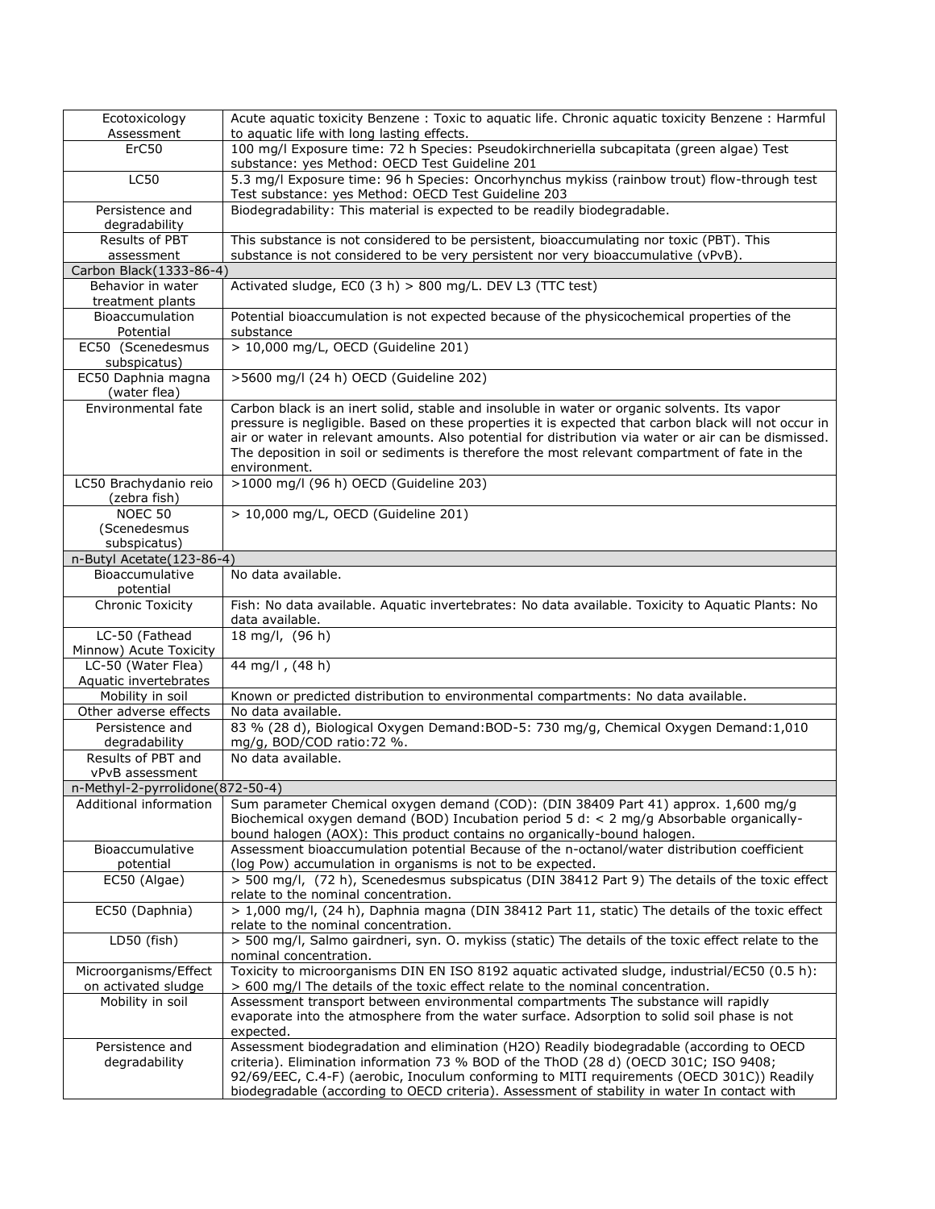| | |
|---|---|
| Ecotoxicology Assessment | Acute aquatic toxicity Benzene : Toxic to aquatic life. Chronic aquatic toxicity Benzene : Harmful to aquatic life with long lasting effects. |
| ErC50 | 100 mg/l Exposure time: 72 h Species: Pseudokirchneriella subcapitata (green algae) Test substance: yes Method: OECD Test Guideline 201 |
| LC50 | 5.3 mg/l Exposure time: 96 h Species: Oncorhynchus mykiss (rainbow trout) flow-through test Test substance: yes Method: OECD Test Guideline 203 |
| Persistence and degradability | Biodegradability: This material is expected to be readily biodegradable. |
| Results of PBT assessment | This substance is not considered to be persistent, bioaccumulating nor toxic (PBT). This substance is not considered to be very persistent nor very bioaccumulative (vPvB). |
| **Carbon Black(1333-86-4)** | |
| Behavior in water treatment plants | Activated sludge, EC0 (3 h) > 800 mg/L. DEV L3 (TTC test) |
| Bioaccumulation Potential | Potential bioaccumulation is not expected because of the physicochemical properties of the substance |
| EC50 (Scenedesmus subspicatus) | > 10,000 mg/L, OECD (Guideline 201) |
| EC50 Daphnia magna (water flea) | >5600 mg/l (24 h) OECD (Guideline 202) |
| Environmental fate | Carbon black is an inert solid, stable and insoluble in water or organic solvents. Its vapor pressure is negligible. Based on these properties it is expected that carbon black will not occur in air or water in relevant amounts. Also potential for distribution via water or air can be dismissed. The deposition in soil or sediments is therefore the most relevant compartment of fate in the environment. |
| LC50 Brachydanio reio (zebra fish) | >1000 mg/l (96 h) OECD (Guideline 203) |
| NOEC 50 (Scenedesmus subspicatus) | > 10,000 mg/L, OECD (Guideline 201) |
| **n-Butyl Acetate(123-86-4)** | |
| Bioaccumulative potential | No data available. |
| Chronic Toxicity | Fish: No data available. Aquatic invertebrates: No data available. Toxicity to Aquatic Plants: No data available. |
| LC-50 (Fathead Minnow) Acute Toxicity | 18 mg/l, (96 h) |
| LC-50 (Water Flea) Aquatic invertebrates | 44 mg/l , (48 h) |
| Mobility in soil | Known or predicted distribution to environmental compartments: No data available. |
| Other adverse effects | No data available. |
| Persistence and degradability | 83 % (28 d), Biological Oxygen Demand:BOD-5: 730 mg/g, Chemical Oxygen Demand:1,010 mg/g, BOD/COD ratio:72 %. |
| Results of PBT and vPvB assessment | No data available. |
| **n-Methyl-2-pyrrolidone(872-50-4)** | |
| Additional information | Sum parameter Chemical oxygen demand (COD): (DIN 38409 Part 41) approx. 1,600 mg/g Biochemical oxygen demand (BOD) Incubation period 5 d: < 2 mg/g Absorbable organically-bound halogen (AOX): This product contains no organically-bound halogen. |
| Bioaccumulative potential | Assessment bioaccumulation potential Because of the n-octanol/water distribution coefficient (log Pow) accumulation in organisms is not to be expected. |
| EC50 (Algae) | > 500 mg/l, (72 h), Scenedesmus subspicatus (DIN 38412 Part 9) The details of the toxic effect relate to the nominal concentration. |
| EC50 (Daphnia) | > 1,000 mg/l, (24 h), Daphnia magna (DIN 38412 Part 11, static) The details of the toxic effect relate to the nominal concentration. |
| LD50 (fish) | > 500 mg/l, Salmo gairdneri, syn. O. mykiss (static) The details of the toxic effect relate to the nominal concentration. |
| Microorganisms/Effect on activated sludge | Toxicity to microorganisms DIN EN ISO 8192 aquatic activated sludge, industrial/EC50 (0.5 h): > 600 mg/l The details of the toxic effect relate to the nominal concentration. |
| Mobility in soil | Assessment transport between environmental compartments The substance will rapidly evaporate into the atmosphere from the water surface. Adsorption to solid soil phase is not expected. |
| Persistence and degradability | Assessment biodegradation and elimination (H2O) Readily biodegradable (according to OECD criteria). Elimination information 73 % BOD of the ThOD (28 d) (OECD 301C; ISO 9408; 92/69/EEC, C.4-F) (aerobic, Inoculum conforming to MITI requirements (OECD 301C)) Readily biodegradable (according to OECD criteria). Assessment of stability in water In contact with |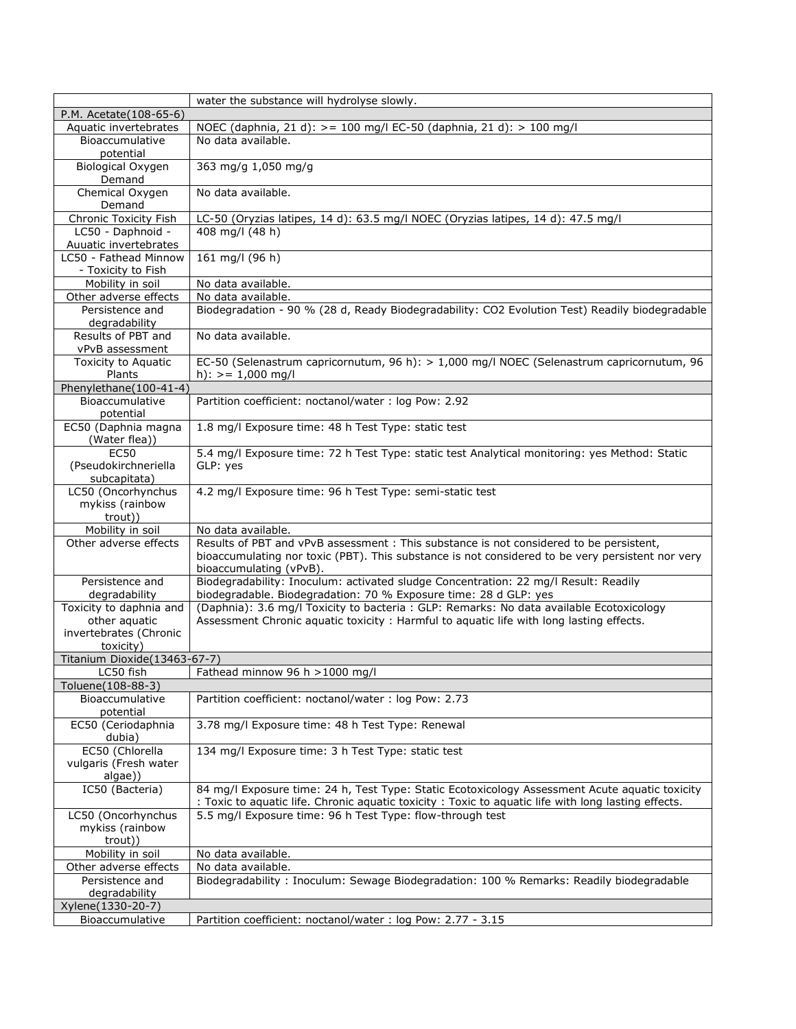| | water the substance will hydrolyse slowly. |
|---|---|
| P.M. Acetate(108-65-6) | |
| Aquatic invertebrates | NOEC (daphnia, 21 d): >= 100 mg/l EC-50 (daphnia, 21 d): > 100 mg/l |
| Bioaccumulative potential | No data available. |
| Biological Oxygen Demand | 363 mg/g 1,050 mg/g |
| Chemical Oxygen Demand | No data available. |
| Chronic Toxicity Fish | LC-50 (Oryzias latipes, 14 d): 63.5 mg/l NOEC (Oryzias latipes, 14 d): 47.5 mg/l |
| LC50 - Daphnoid - Auuatic invertebrates | 408 mg/l (48 h) |
| LC50 - Fathead Minnow - Toxicity to Fish | 161 mg/l (96 h) |
| Mobility in soil | No data available. |
| Other adverse effects | No data available. |
| Persistence and degradability | Biodegradation - 90 % (28 d, Ready Biodegradability: CO2 Evolution Test) Readily biodegradable |
| Results of PBT and vPvB assessment | No data available. |
| Toxicity to Aquatic Plants | EC-50 (Selenastrum capricornutum, 96 h): > 1,000 mg/l NOEC (Selenastrum capricornutum, 96 h): >= 1,000 mg/l |
| Phenylethane(100-41-4) | |
| Bioaccumulative potential | Partition coefficient: noctanol/water : log Pow: 2.92 |
| EC50 (Daphnia magna (Water flea)) | 1.8 mg/l Exposure time: 48 h Test Type: static test |
| EC50 (Pseudokirchneriella subcapitata) | 5.4 mg/l Exposure time: 72 h Test Type: static test Analytical monitoring: yes Method: Static GLP: yes |
| LC50 (Oncorhynchus mykiss (rainbow trout)) | 4.2 mg/l Exposure time: 96 h Test Type: semi-static test |
| Mobility in soil | No data available. |
| Other adverse effects | Results of PBT and vPvB assessment : This substance is not considered to be persistent, bioaccumulating nor toxic (PBT). This substance is not considered to be very persistent nor very bioaccumulating (vPvB). |
| Persistence and degradability | Biodegradability: Inoculum: activated sludge Concentration: 22 mg/l Result: Readily biodegradable. Biodegradation: 70 % Exposure time: 28 d GLP: yes |
| Toxicity to daphnia and other aquatic invertebrates (Chronic toxicity) | (Daphnia): 3.6 mg/l Toxicity to bacteria : GLP: Remarks: No data available Ecotoxicology Assessment Chronic aquatic toxicity : Harmful to aquatic life with long lasting effects. |
| Titanium Dioxide(13463-67-7) | |
| LC50 fish | Fathead minnow 96 h >1000 mg/l |
| Toluene(108-88-3) | |
| Bioaccumulative potential | Partition coefficient: noctanol/water : log Pow: 2.73 |
| EC50 (Ceriodaphnia dubia) | 3.78 mg/l Exposure time: 48 h Test Type: Renewal |
| EC50 (Chlorella vulgaris (Fresh water algae)) | 134 mg/l Exposure time: 3 h Test Type: static test |
| IC50 (Bacteria) | 84 mg/l Exposure time: 24 h, Test Type: Static Ecotoxicology Assessment Acute aquatic toxicity : Toxic to aquatic life. Chronic aquatic toxicity : Toxic to aquatic life with long lasting effects. |
| LC50 (Oncorhynchus mykiss (rainbow trout)) | 5.5 mg/l Exposure time: 96 h Test Type: flow-through test |
| Mobility in soil | No data available. |
| Other adverse effects | No data available. |
| Persistence and degradability | Biodegradability : Inoculum: Sewage Biodegradation: 100 % Remarks: Readily biodegradable |
| Xylene(1330-20-7) | |
| Bioaccumulative | Partition coefficient: noctanol/water : log Pow: 2.77 - 3.15 |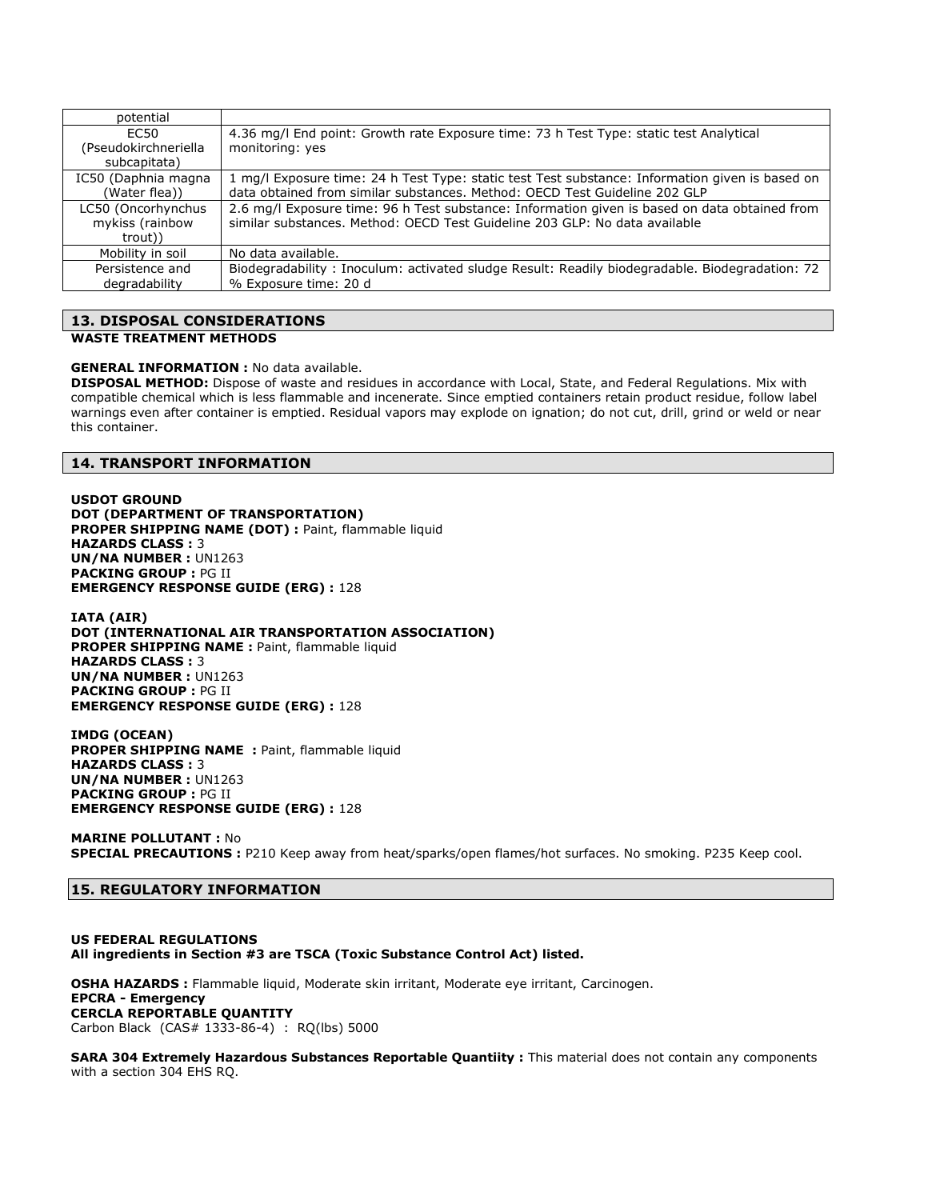| potential | |
|---|---|
| EC50 (Pseudokirchneriella subcapitata) | 4.36 mg/l End point: Growth rate Exposure time: 73 h Test Type: static test Analytical monitoring: yes |
| IC50 (Daphnia magna (Water flea)) | 1 mg/l Exposure time: 24 h Test Type: static test Test substance: Information given is based on data obtained from similar substances. Method: OECD Test Guideline 202 GLP |
| LC50 (Oncorhynchus mykiss (rainbow trout)) | 2.6 mg/l Exposure time: 96 h Test substance: Information given is based on data obtained from similar substances. Method: OECD Test Guideline 203 GLP: No data available |
| Mobility in soil | No data available. |
| Persistence and degradability | Biodegradability : Inoculum: activated sludge Result: Readily biodegradable. Biodegradation: 72 % Exposure time: 20 d |

## 13. DISPOSAL CONSIDERATIONS

**WASTE TREATMENT METHODS**

**GENERAL INFORMATION :** No data available.

**DISPOSAL METHOD:** Dispose of waste and residues in accordance with Local, State, and Federal Regulations. Mix with compatible chemical which is less flammable and incenerate. Since emptied containers retain product residue, follow label warnings even after container is emptied. Residual vapors may explode on ignation; do not cut, drill, grind or weld or near this container.

## 14. TRANSPORT INFORMATION

**USDOT GROUND**
**DOT (DEPARTMENT OF TRANSPORTATION)**
**PROPER SHIPPING NAME (DOT) :** Paint, flammable liquid
**HAZARDS CLASS :** 3
**UN/NA NUMBER :** UN1263
**PACKING GROUP :** PG II
**EMERGENCY RESPONSE GUIDE (ERG) :** 128

**IATA (AIR)**
**DOT (INTERNATIONAL AIR TRANSPORTATION ASSOCIATION)**
**PROPER SHIPPING NAME :** Paint, flammable liquid
**HAZARDS CLASS :** 3
**UN/NA NUMBER :** UN1263
**PACKING GROUP :** PG II
**EMERGENCY RESPONSE GUIDE (ERG) :** 128

**IMDG (OCEAN)**
**PROPER SHIPPING NAME :** Paint, flammable liquid
**HAZARDS CLASS :** 3
**UN/NA NUMBER :** UN1263
**PACKING GROUP :** PG II
**EMERGENCY RESPONSE GUIDE (ERG) :** 128

**MARINE POLLUTANT :** No
**SPECIAL PRECAUTIONS :** P210 Keep away from heat/sparks/open flames/hot surfaces. No smoking. P235 Keep cool.

## 15. REGULATORY INFORMATION

**US FEDERAL REGULATIONS**
**All ingredients in Section #3 are TSCA (Toxic Substance Control Act) listed.**

**OSHA HAZARDS :** Flammable liquid, Moderate skin irritant, Moderate eye irritant, Carcinogen.
**EPCRA - Emergency**
**CERCLA REPORTABLE QUANTITY**
Carbon Black (CAS# 1333-86-4) : RQ(lbs) 5000

**SARA 304 Extremely Hazardous Substances Reportable Quantiity :** This material does not contain any components with a section 304 EHS RQ.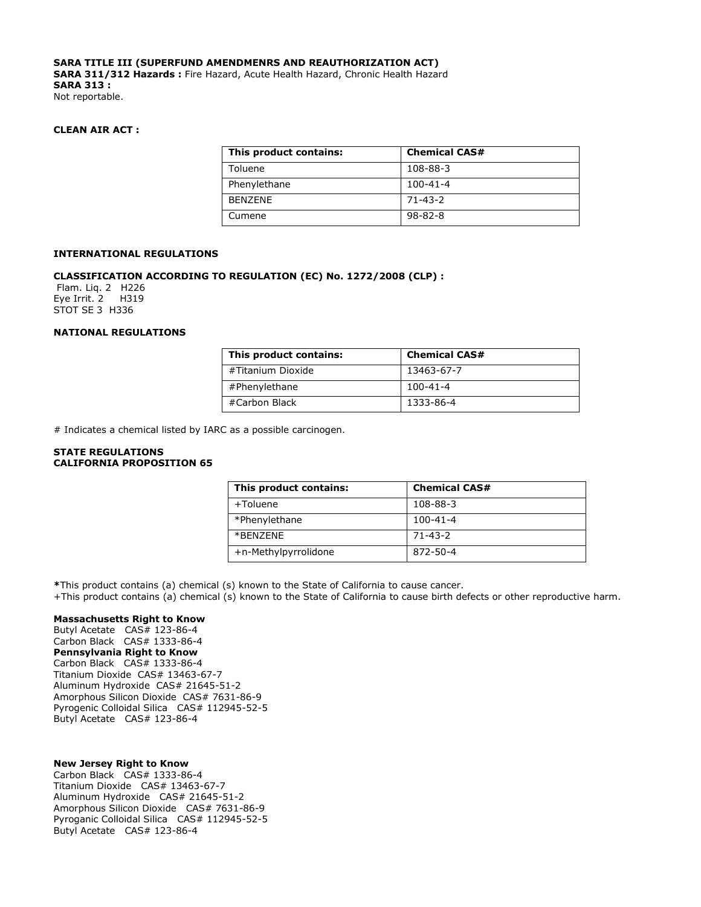**SARA TITLE III (SUPERFUND AMENDMENRS AND REAUTHORIZATION ACT)**
**SARA 311/312 Hazards :** Fire Hazard, Acute Health Hazard, Chronic Health Hazard
**SARA 313 :**
Not reportable.

**CLEAN AIR ACT :**

| This product contains: | Chemical CAS# |
|---|---|
| Toluene | 108-88-3 |
| Phenylethane | 100-41-4 |
| BENZENE | 71-43-2 |
| Cumene | 98-82-8 |

**INTERNATIONAL REGULATIONS**

**CLASSIFICATION ACCORDING TO REGULATION (EC) No. 1272/2008 (CLP) :**
Flam. Liq. 2 H226
Eye Irrit. 2 H319
STOT SE 3 H336

**NATIONAL REGULATIONS**

| This product contains: | Chemical CAS# |
|---|---|
| #Titanium Dioxide | 13463-67-7 |
| #Phenylethane | 100-41-4 |
| #Carbon Black | 1333-86-4 |

# Indicates a chemical listed by IARC as a possible carcinogen.

**STATE REGULATIONS**
**CALIFORNIA PROPOSITION 65**

| This product contains: | Chemical CAS# |
|---|---|
| +Toluene | 108-88-3 |
| *Phenylethane | 100-41-4 |
| *BENZENE | 71-43-2 |
| +n-Methylpyrrolidone | 872-50-4 |

*This product contains (a) chemical (s) known to the State of California to cause cancer.
+This product contains (a) chemical (s) known to the State of California to cause birth defects or other reproductive harm.

**Massachusetts Right to Know**
Butyl Acetate CAS# 123-86-4
Carbon Black CAS# 1333-86-4
**Pennsylvania Right to Know**
Carbon Black CAS# 1333-86-4
Titanium Dioxide CAS# 13463-67-7
Aluminum Hydroxide CAS# 21645-51-2
Amorphous Silicon Dioxide CAS# 7631-86-9
Pyrogenic Colloidal Silica CAS# 112945-52-5
Butyl Acetate CAS# 123-86-4

**New Jersey Right to Know**
Carbon Black CAS# 1333-86-4
Titanium Dioxide CAS# 13463-67-7
Aluminum Hydroxide CAS# 21645-51-2
Amorphous Silicon Dioxide CAS# 7631-86-9
Pyroganic Colloidal Silica CAS# 112945-52-5
Butyl Acetate CAS# 123-86-4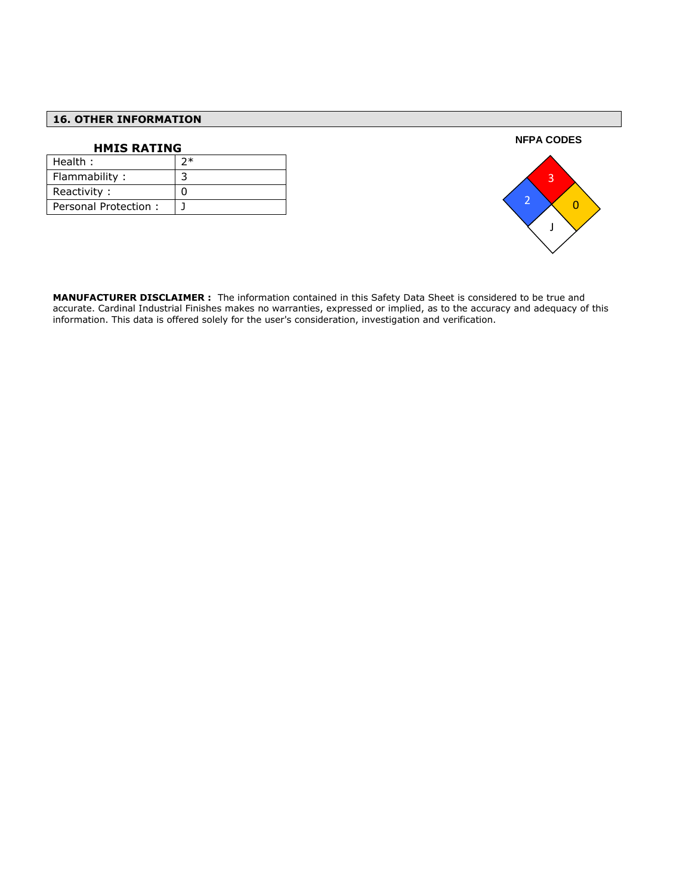## 16. OTHER INFORMATION

**HMIS RATING**

| | |
|---|---|
| Health : | 2* |
| Flammability : | 3 |
| Reactivity : | 0 |
| Personal Protection : | J |

**NFPA CODES**

3

2

0

J

**MANUFACTURER DISCLAIMER :** The information contained in this Safety Data Sheet is considered to be true and accurate. Cardinal Industrial Finishes makes no warranties, expressed or implied, as to the accuracy and adequacy of this information. This data is offered solely for the user's consideration, investigation and verification.